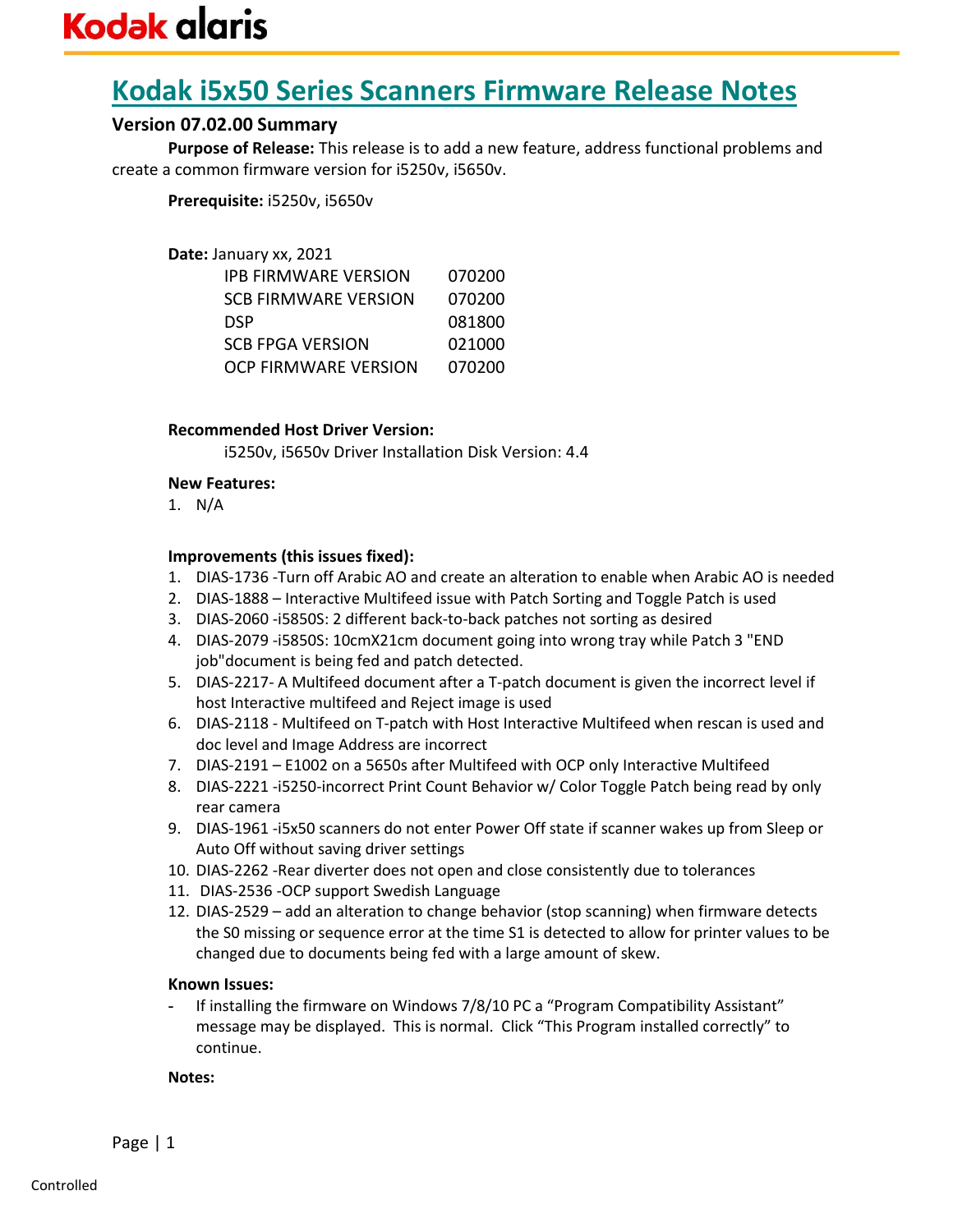Kodak alaris

# Kodak i5x50 Series Scanners Firmware Release Notes

## Version 07.02.00 Summary

**Purpose of Release:** This release is to add a new feature, address functional problems and create a common firmware version for i5250v, i5650v.

**Prerequisite:** i5250v, i5650v

**Date:** January xx, 2021

| | |
|---|---|
| IPB FIRMWARE VERSION | 070200 |
| SCB FIRMWARE VERSION | 070200 |
| DSP | 081800 |
| SCB FPGA VERSION | 021000 |
| OCP FIRMWARE VERSION | 070200 |

**Recommended Host Driver Version:**

i5250v, i5650v Driver Installation Disk Version: 4.4

**New Features:**

1. N/A

**Improvements (this issues fixed):**

1. DIAS-1736 -Turn off Arabic AO and create an alteration to enable when Arabic AO is needed
2. DIAS-1888 – Interactive Multifeed issue with Patch Sorting and Toggle Patch is used
3. DIAS-2060 -i5850S: 2 different back-to-back patches not sorting as desired
4. DIAS-2079 -i5850S: 10cmX21cm document going into wrong tray while Patch 3 "END job"document is being fed and patch detected.
5. DIAS-2217- A Multifeed document after a T-patch document is given the incorrect level if host Interactive multifeed and Reject image is used
6. DIAS-2118 - Multifeed on T-patch with Host Interactive Multifeed when rescan is used and doc level and Image Address are incorrect
7. DIAS-2191 – E1002 on a 5650s after Multifeed with OCP only Interactive Multifeed
8. DIAS-2221 -i5250-incorrect Print Count Behavior w/ Color Toggle Patch being read by only rear camera
9. DIAS-1961 -i5x50 scanners do not enter Power Off state if scanner wakes up from Sleep or Auto Off without saving driver settings
10. DIAS-2262 -Rear diverter does not open and close consistently due to tolerances
11. DIAS-2536 -OCP support Swedish Language
12. DIAS-2529 – add an alteration to change behavior (stop scanning) when firmware detects the S0 missing or sequence error at the time S1 is detected to allow for printer values to be changed due to documents being fed with a large amount of skew.

**Known Issues:**

- If installing the firmware on Windows 7/8/10 PC a “Program Compatibility Assistant” message may be displayed. This is normal. Click “This Program installed correctly” to continue.

**Notes:**

Controlled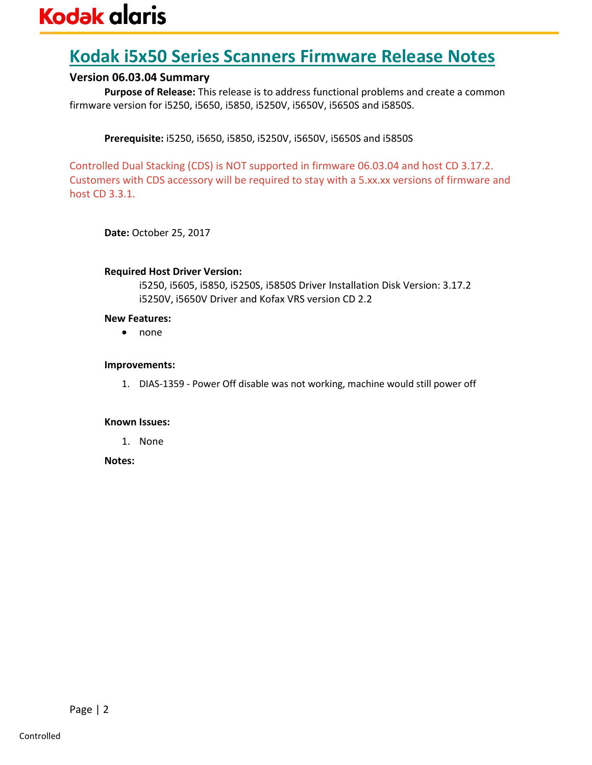# Kodak i5x50 Series Scanners Firmware Release Notes

### Version 06.03.04 Summary

**Purpose of Release:** This release is to address functional problems and create a common firmware version for i5250, i5650, i5850, i5250V, i5650V, i5650S and i5850S.

**Prerequisite:** i5250, i5650, i5850, i5250V, i5650V, i5650S and i5850S

Controlled Dual Stacking (CDS) is NOT supported in firmware 06.03.04 and host CD 3.17.2. Customers with CDS accessory will be required to stay with a 5.xx.xx versions of firmware and host CD 3.3.1.

**Date:** October 25, 2017

**Required Host Driver Version:**

i5250, i5605, i5850, i5250S, i5850S Driver Installation Disk Version: 3.17.2
i5250V, i5650V Driver and Kofax VRS version CD 2.2

**New Features:**

- none

**Improvements:**

1. DIAS-1359 - Power Off disable was not working, machine would still power off

**Known Issues:**

1. None

**Notes:**

Controlled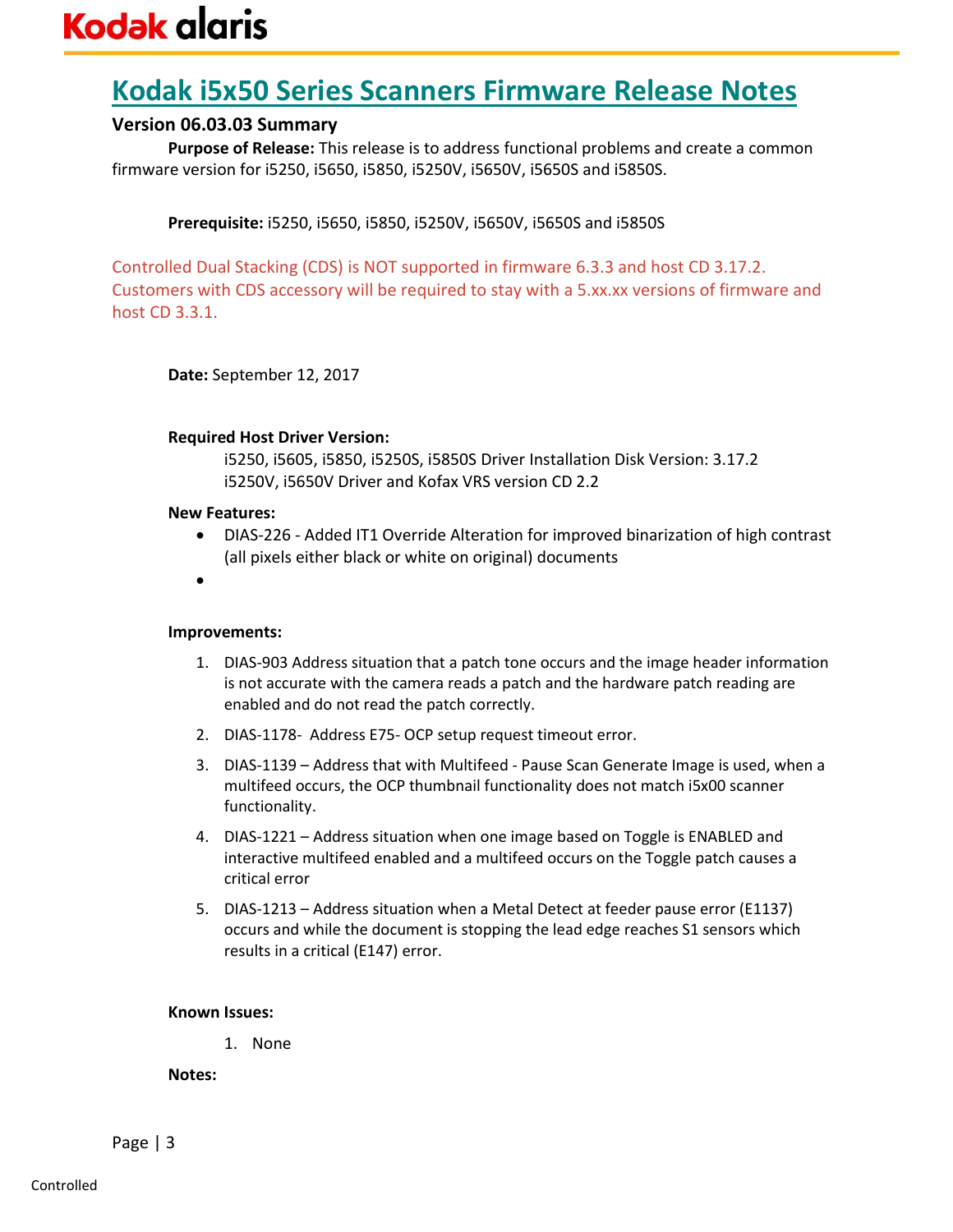# Kodak i5x50 Series Scanners Firmware Release Notes

### Version 06.03.03 Summary

**Purpose of Release:** This release is to address functional problems and create a common firmware version for i5250, i5650, i5850, i5250V, i5650V, i5650S and i5850S.

**Prerequisite:** i5250, i5650, i5850, i5250V, i5650V, i5650S and i5850S

Controlled Dual Stacking (CDS) is NOT supported in firmware 6.3.3 and host CD 3.17.2. Customers with CDS accessory will be required to stay with a 5.xx.xx versions of firmware and host CD 3.3.1.

**Date:** September 12, 2017

**Required Host Driver Version:**

i5250, i5605, i5850, i5250S, i5850S Driver Installation Disk Version: 3.17.2
i5250V, i5650V Driver and Kofax VRS version CD 2.2

**New Features:**

- DIAS-226 - Added IT1 Override Alteration for improved binarization of high contrast (all pixels either black or white on original) documents
-

**Improvements:**

1. DIAS-903 Address situation that a patch tone occurs and the image header information is not accurate with the camera reads a patch and the hardware patch reading are enabled and do not read the patch correctly.
2. DIAS-1178- Address E75- OCP setup request timeout error.
3. DIAS-1139 – Address that with Multifeed - Pause Scan Generate Image is used, when a multifeed occurs, the OCP thumbnail functionality does not match i5x00 scanner functionality.
4. DIAS-1221 – Address situation when one image based on Toggle is ENABLED and interactive multifeed enabled and a multifeed occurs on the Toggle patch causes a critical error
5. DIAS-1213 – Address situation when a Metal Detect at feeder pause error (E1137) occurs and while the document is stopping the lead edge reaches S1 sensors which results in a critical (E147) error.

**Known Issues:**

1. None

**Notes:**

Controlled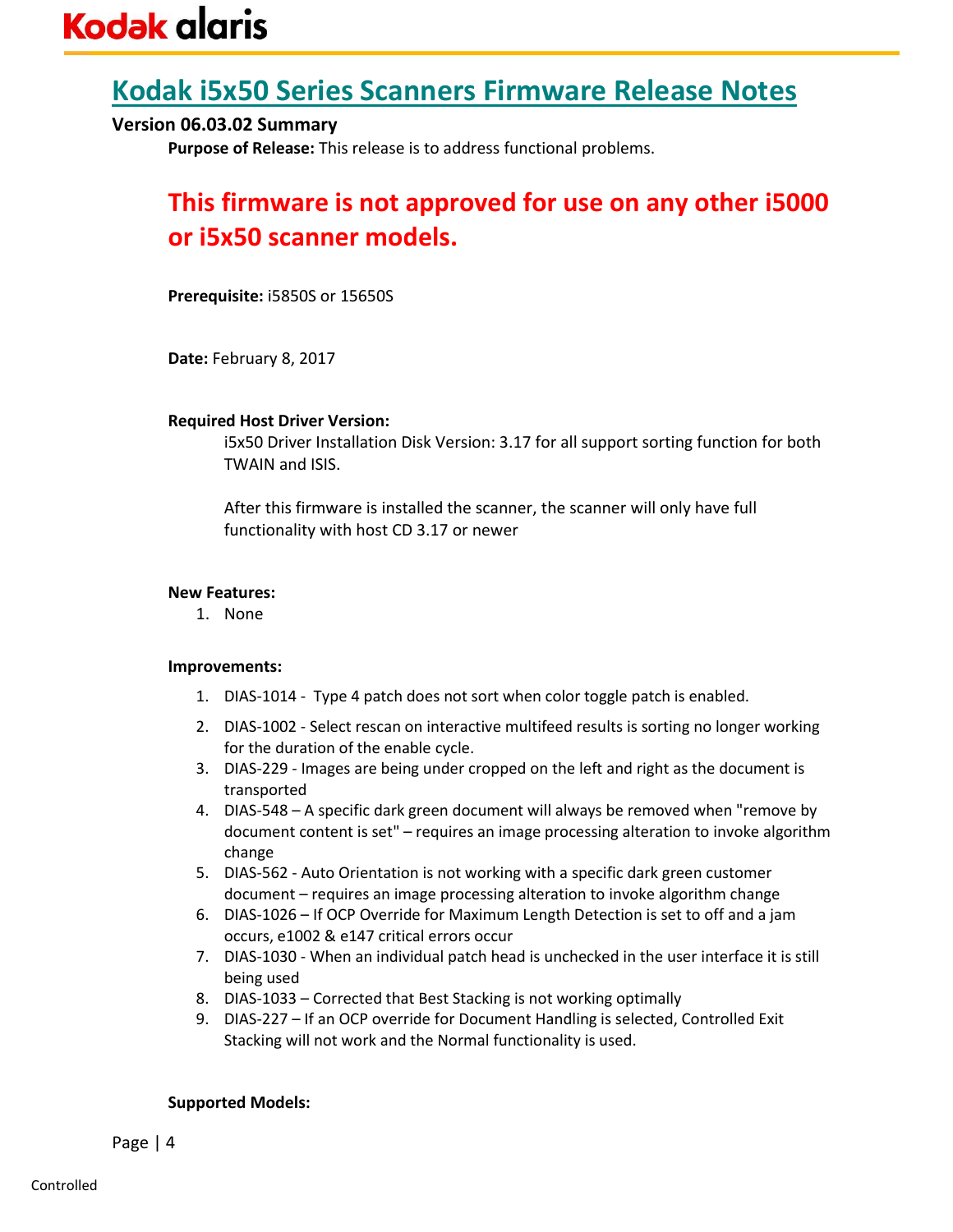# Kodak i5x50 Series Scanners Firmware Release Notes

### Version 06.03.02 Summary

**Purpose of Release:** This release is to address functional problems.

## This firmware is not approved for use on any other i5000 or i5x50 scanner models.

**Prerequisite:** i5850S or 15650S

**Date:** February 8, 2017

**Required Host Driver Version:**

i5x50 Driver Installation Disk Version: 3.17 for all support sorting function for both TWAIN and ISIS.

After this firmware is installed the scanner, the scanner will only have full functionality with host CD 3.17 or newer

**New Features:**

1. None

**Improvements:**

1. DIAS-1014 - Type 4 patch does not sort when color toggle patch is enabled.
2. DIAS-1002 - Select rescan on interactive multifeed results is sorting no longer working for the duration of the enable cycle.
3. DIAS-229 - Images are being under cropped on the left and right as the document is transported
4. DIAS-548 – A specific dark green document will always be removed when "remove by document content is set" – requires an image processing alteration to invoke algorithm change
5. DIAS-562 - Auto Orientation is not working with a specific dark green customer document – requires an image processing alteration to invoke algorithm change
6. DIAS-1026 – If OCP Override for Maximum Length Detection is set to off and a jam occurs, e1002 & e147 critical errors occur
7. DIAS-1030 - When an individual patch head is unchecked in the user interface it is still being used
8. DIAS-1033 – Corrected that Best Stacking is not working optimally
9. DIAS-227 – If an OCP override for Document Handling is selected, Controlled Exit Stacking will not work and the Normal functionality is used.

**Supported Models:**

Controlled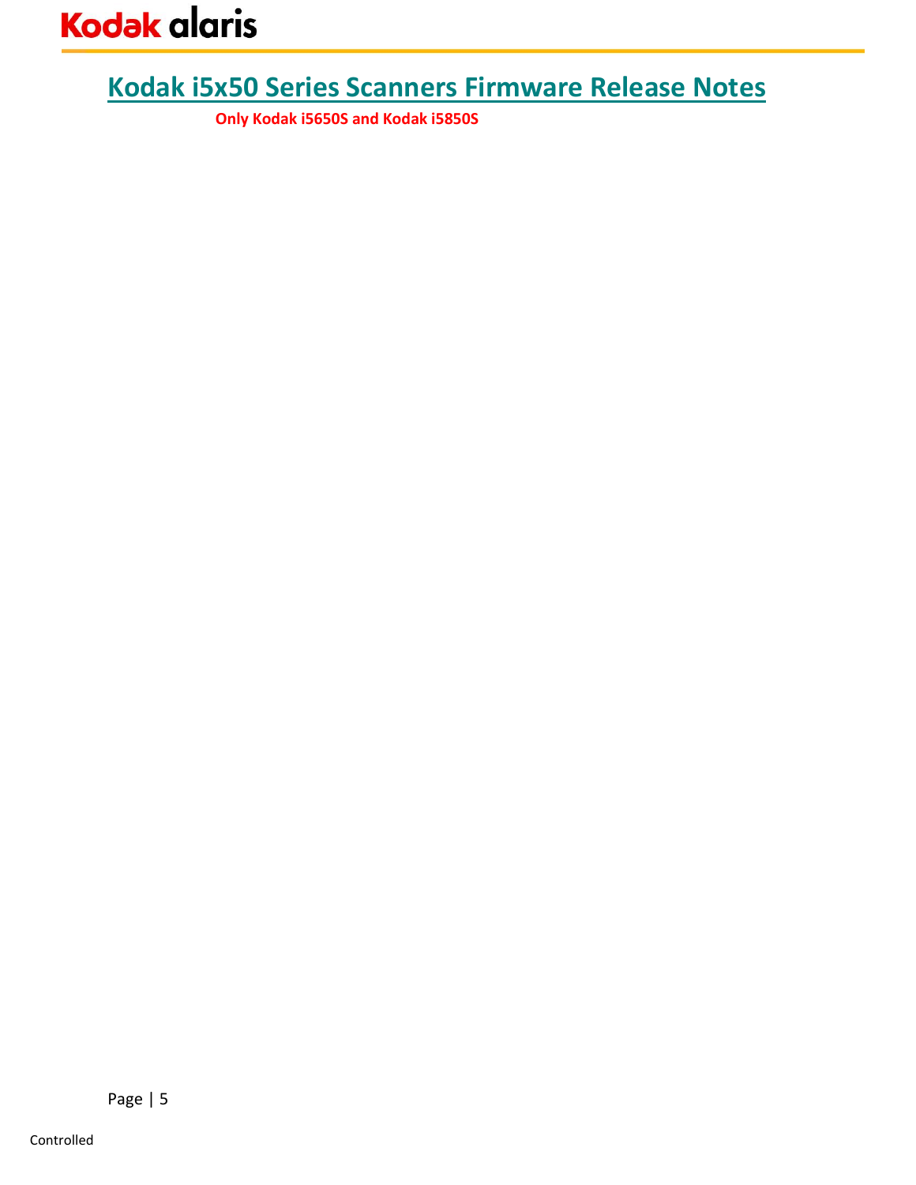# Kodak i5x50 Series Scanners Firmware Release Notes

**Only Kodak i5650S and Kodak i5850S**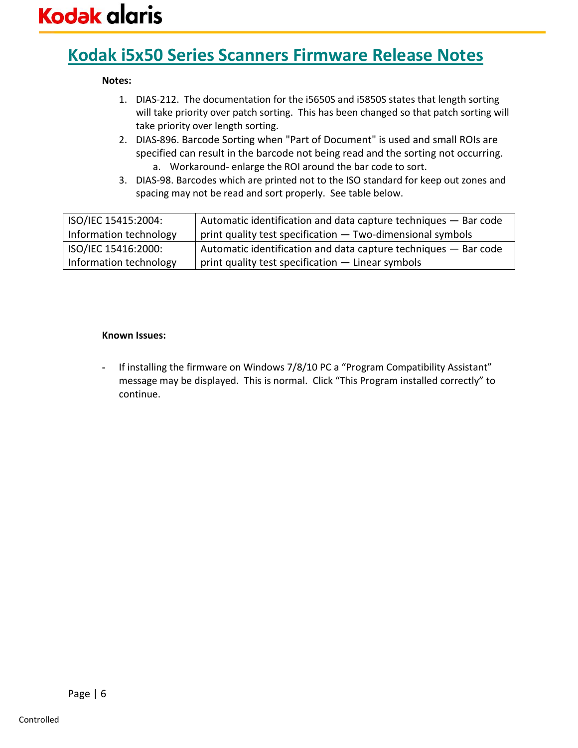# Kodak i5x50 Series Scanners Firmware Release Notes

**Notes:**

1. DIAS-212. The documentation for the i5650S and i5850S states that length sorting will take priority over patch sorting. This has been changed so that patch sorting will take priority over length sorting.
2. DIAS-896. Barcode Sorting when "Part of Document" is used and small ROIs are specified can result in the barcode not being read and the sorting not occurring.
   a. Workaround- enlarge the ROI around the bar code to sort.
3. DIAS-98. Barcodes which are printed not to the ISO standard for keep out zones and spacing may not be read and sort properly. See table below.

| | |
|---|---|
| ISO/IEC 15415:2004: Information technology | Automatic identification and data capture techniques — Bar code print quality test specification — Two-dimensional symbols |
| ISO/IEC 15416:2000: Information technology | Automatic identification and data capture techniques — Bar code print quality test specification — Linear symbols |

**Known Issues:**

- If installing the firmware on Windows 7/8/10 PC a "Program Compatibility Assistant" message may be displayed. This is normal. Click "This Program installed correctly" to continue.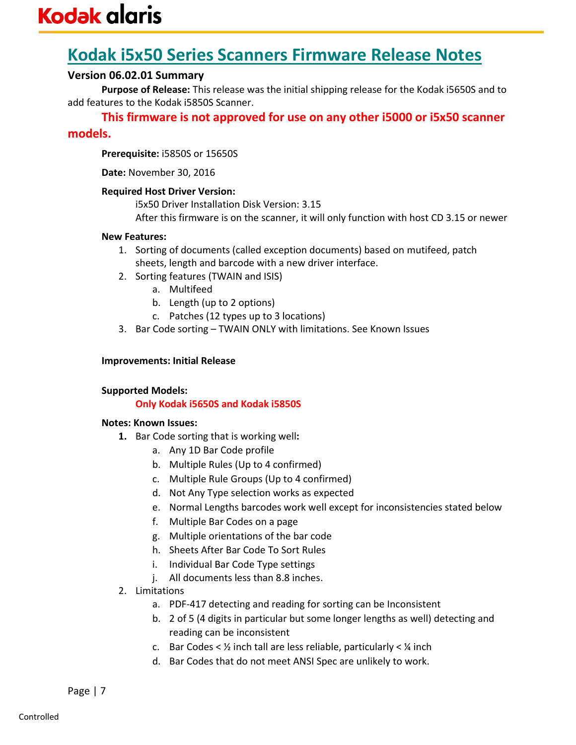# Kodak i5x50 Series Scanners Firmware Release Notes

### Version 06.02.01 Summary

**Purpose of Release:** This release was the initial shipping release for the Kodak i5650S and to add features to the Kodak i5850S Scanner.

**This firmware is not approved for use on any other i5000 or i5x50 scanner models.**

**Prerequisite:** i5850S or 15650S

**Date:** November 30, 2016

**Required Host Driver Version:**

i5x50 Driver Installation Disk Version: 3.15

After this firmware is on the scanner, it will only function with host CD 3.15 or newer

**New Features:**

1. Sorting of documents (called exception documents) based on mutifeed, patch sheets, length and barcode with a new driver interface.
2. Sorting features (TWAIN and ISIS)
   a. Multifeed
   b. Length (up to 2 options)
   c. Patches (12 types up to 3 locations)
3. Bar Code sorting – TWAIN ONLY with limitations. See Known Issues

**Improvements: Initial Release**

**Supported Models:**

**Only Kodak i5650S and Kodak i5850S**

**Notes: Known Issues:**

1. Bar Code sorting that is working well**:**
   a. Any 1D Bar Code profile
   b. Multiple Rules (Up to 4 confirmed)
   c. Multiple Rule Groups (Up to 4 confirmed)
   d. Not Any Type selection works as expected
   e. Normal Lengths barcodes work well except for inconsistencies stated below
   f. Multiple Bar Codes on a page
   g. Multiple orientations of the bar code
   h. Sheets After Bar Code To Sort Rules
   i. Individual Bar Code Type settings
   j. All documents less than 8.8 inches.
2. Limitations
   a. PDF-417 detecting and reading for sorting can be Inconsistent
   b. 2 of 5 (4 digits in particular but some longer lengths as well) detecting and reading can be inconsistent
   c. Bar Codes < ½ inch tall are less reliable, particularly < ¼ inch
   d. Bar Codes that do not meet ANSI Spec are unlikely to work.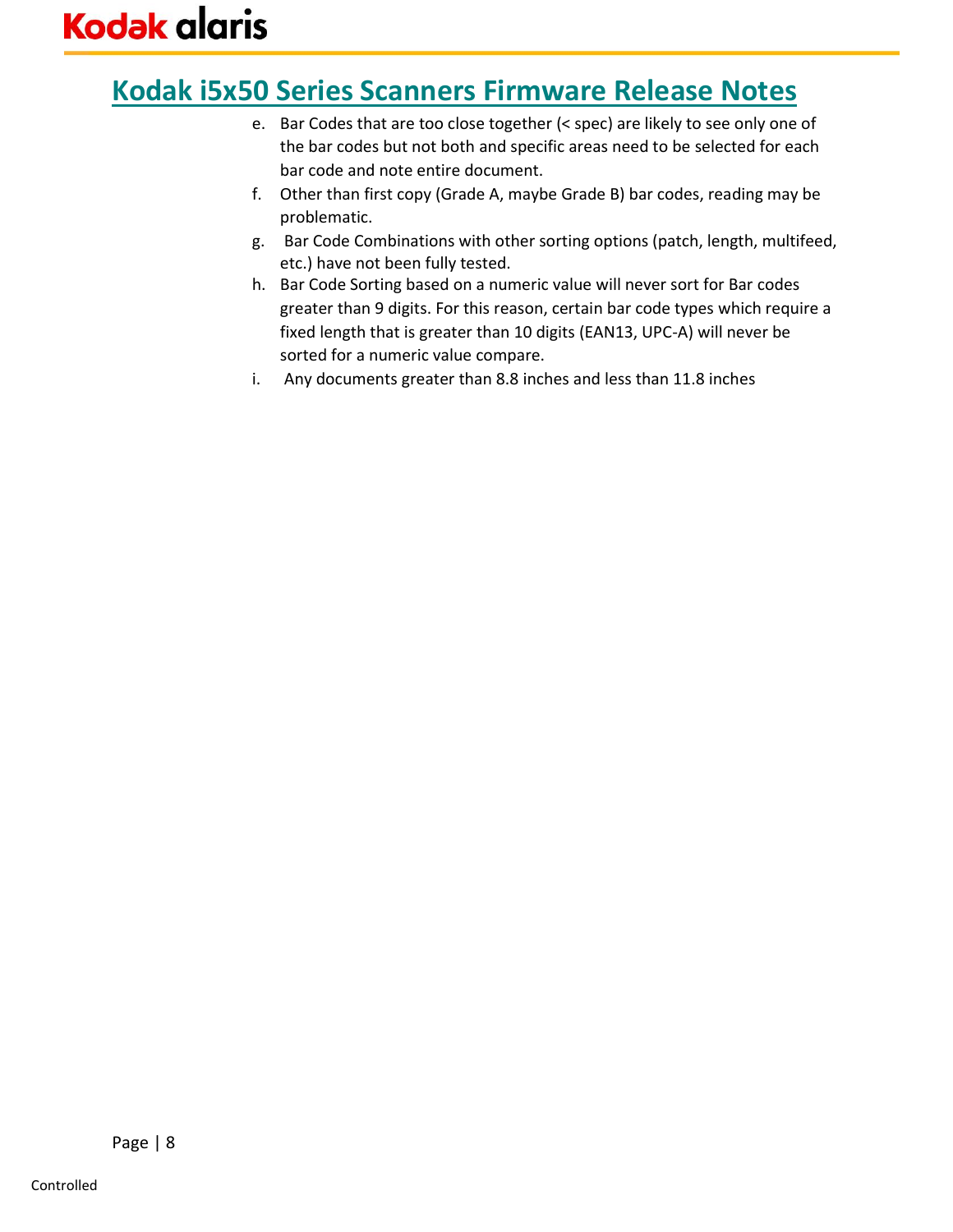e. Bar Codes that are too close together (< spec) are likely to see only one of the bar codes but not both and specific areas need to be selected for each bar code and note entire document.
f. Other than first copy (Grade A, maybe Grade B) bar codes, reading may be problematic.
g. Bar Code Combinations with other sorting options (patch, length, multifeed, etc.) have not been fully tested.
h. Bar Code Sorting based on a numeric value will never sort for Bar codes greater than 9 digits. For this reason, certain bar code types which require a fixed length that is greater than 10 digits (EAN13, UPC-A) will never be sorted for a numeric value compare.
i. Any documents greater than 8.8 inches and less than 11.8 inches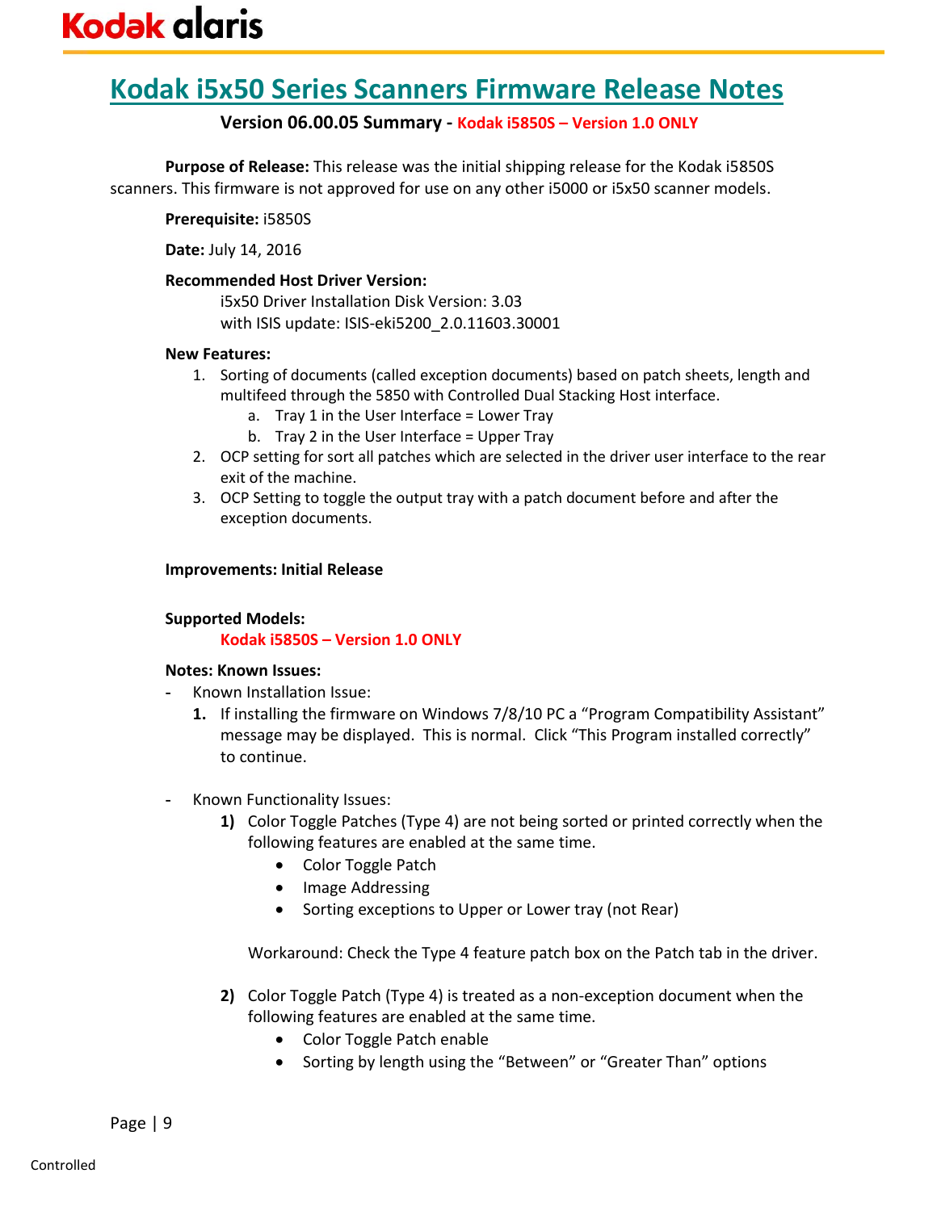# Kodak i5x50 Series Scanners Firmware Release Notes

### Version 06.00.05 Summary - Kodak i5850S – Version 1.0 ONLY

**Purpose of Release:** This release was the initial shipping release for the Kodak i5850S scanners. This firmware is not approved for use on any other i5000 or i5x50 scanner models.

**Prerequisite:** i5850S

**Date:** July 14, 2016

**Recommended Host Driver Version:**

i5x50 Driver Installation Disk Version: 3.03
with ISIS update: ISIS-eki5200_2.0.11603.30001

**New Features:**

1. Sorting of documents (called exception documents) based on patch sheets, length and multifeed through the 5850 with Controlled Dual Stacking Host interface.
    a. Tray 1 in the User Interface = Lower Tray
    b. Tray 2 in the User Interface = Upper Tray
2. OCP setting for sort all patches which are selected in the driver user interface to the rear exit of the machine.
3. OCP Setting to toggle the output tray with a patch document before and after the exception documents.

**Improvements: Initial Release**

**Supported Models:**

**Kodak i5850S – Version 1.0 ONLY**

**Notes: Known Issues:**

- Known Installation Issue:
    1. If installing the firmware on Windows 7/8/10 PC a "Program Compatibility Assistant" message may be displayed. This is normal. Click "This Program installed correctly" to continue.

- Known Functionality Issues:
    1) Color Toggle Patches (Type 4) are not being sorted or printed correctly when the following features are enabled at the same time.
        - Color Toggle Patch
        - Image Addressing
        - Sorting exceptions to Upper or Lower tray (not Rear)

       Workaround: Check the Type 4 feature patch box on the Patch tab in the driver.

    2) Color Toggle Patch (Type 4) is treated as a non-exception document when the following features are enabled at the same time.
        - Color Toggle Patch enable
        - Sorting by length using the "Between" or "Greater Than" options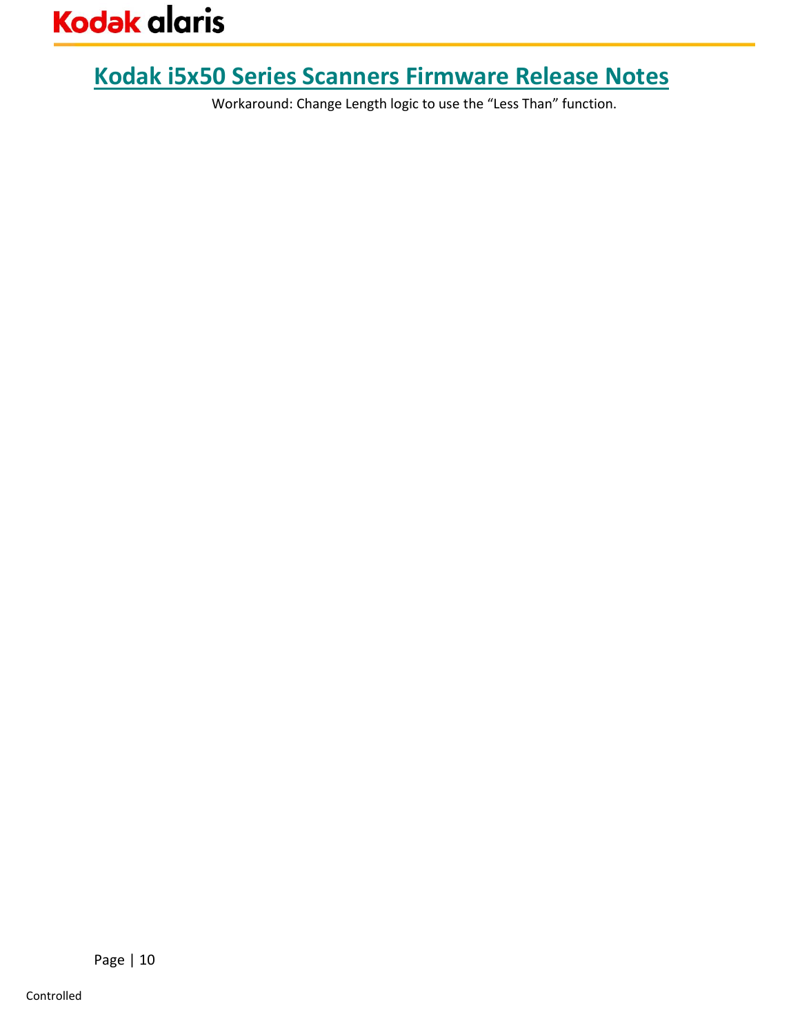Workaround: Change Length logic to use the “Less Than” function.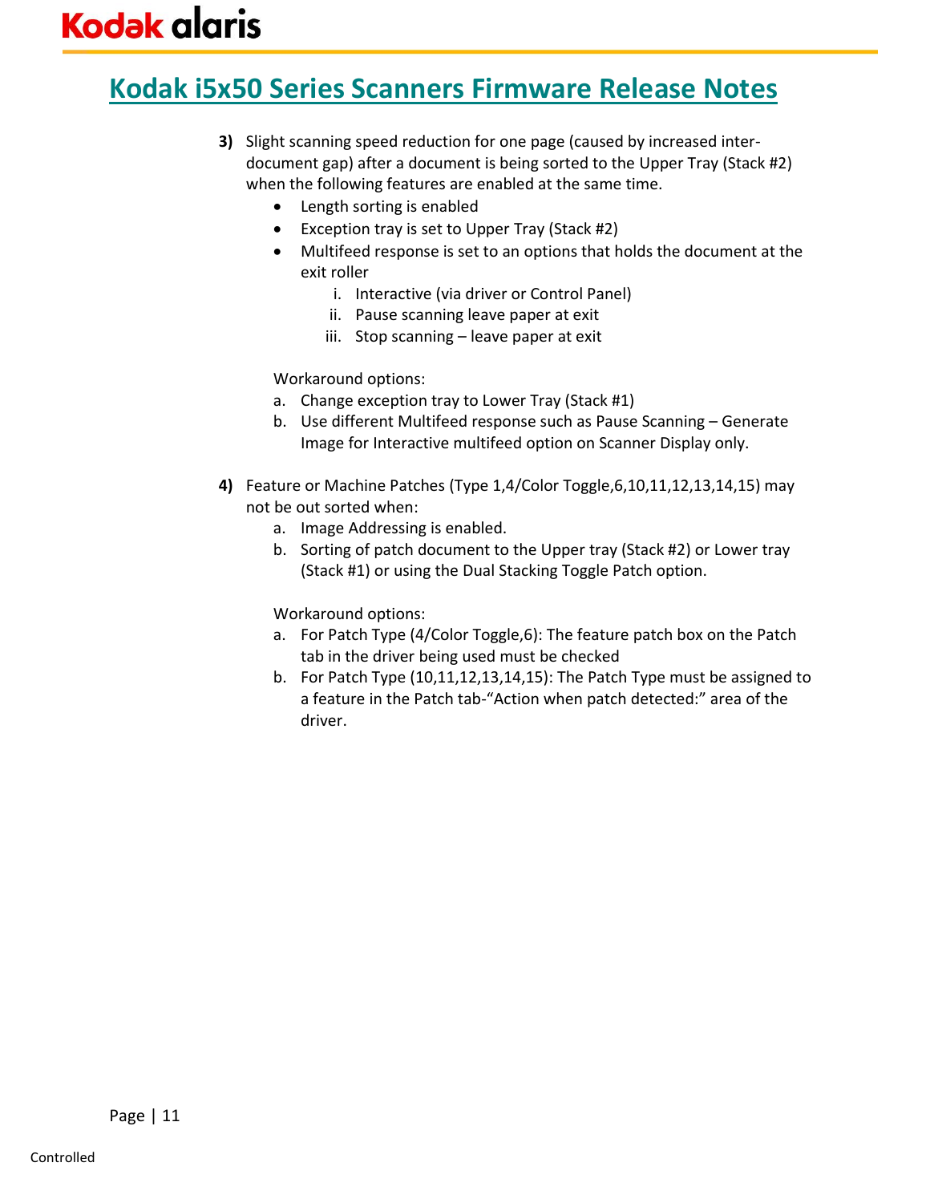3) Slight scanning speed reduction for one page (caused by increased inter-document gap) after a document is being sorted to the Upper Tray (Stack #2) when the following features are enabled at the same time.
   - Length sorting is enabled
   - Exception tray is set to Upper Tray (Stack #2)
   - Multifeed response is set to an options that holds the document at the exit roller
      i. Interactive (via driver or Control Panel)
      ii. Pause scanning leave paper at exit
      iii. Stop scanning – leave paper at exit

   Workaround options:
   a. Change exception tray to Lower Tray (Stack #1)
   b. Use different Multifeed response such as Pause Scanning – Generate Image for Interactive multifeed option on Scanner Display only.

4) Feature or Machine Patches (Type 1,4/Color Toggle,6,10,11,12,13,14,15) may not be out sorted when:
   a. Image Addressing is enabled.
   b. Sorting of patch document to the Upper tray (Stack #2) or Lower tray (Stack #1) or using the Dual Stacking Toggle Patch option.

   Workaround options:
   a. For Patch Type (4/Color Toggle,6): The feature patch box on the Patch tab in the driver being used must be checked
   b. For Patch Type (10,11,12,13,14,15): The Patch Type must be assigned to a feature in the Patch tab-"Action when patch detected:" area of the driver.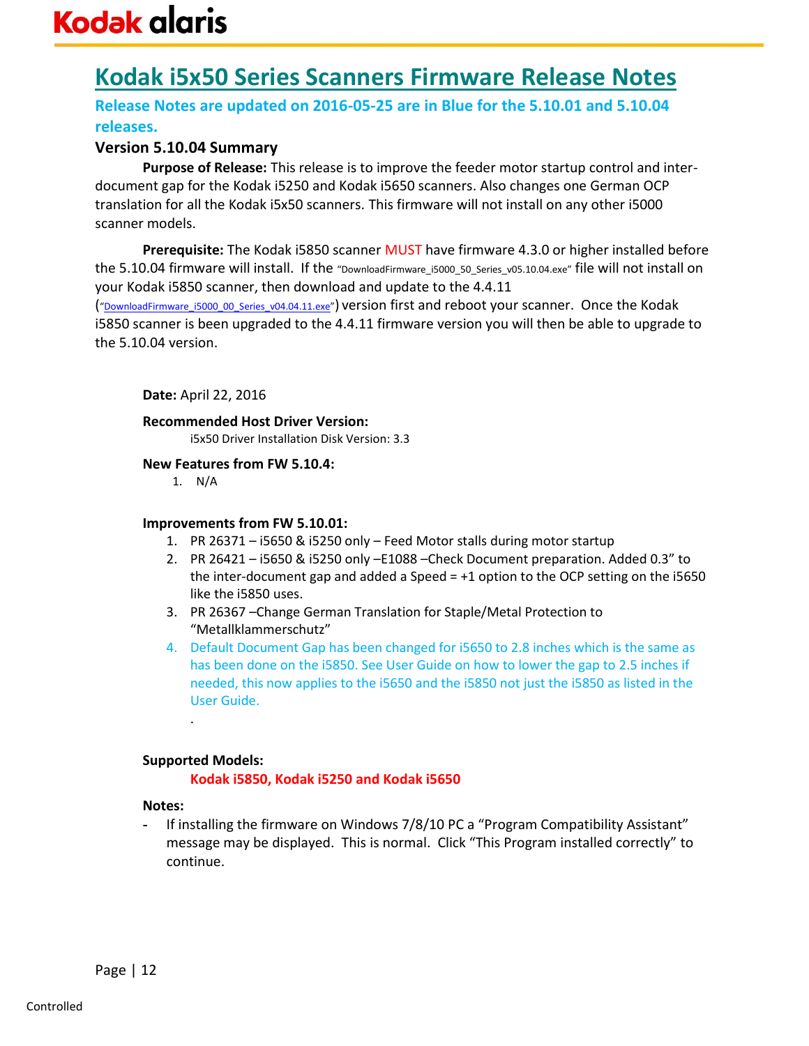# Kodak i5x50 Series Scanners Firmware Release Notes

**Release Notes are updated on 2016-05-25 are in Blue for the 5.10.01 and 5.10.04 releases.**

### Version 5.10.04 Summary

**Purpose of Release:** This release is to improve the feeder motor startup control and inter-document gap for the Kodak i5250 and Kodak i5650 scanners. Also changes one German OCP translation for all the Kodak i5x50 scanners. This firmware will not install on any other i5000 scanner models.

**Prerequisite:** The Kodak i5850 scanner MUST have firmware 4.3.0 or higher installed before the 5.10.04 firmware will install. If the "DownloadFirmware_i5000_50_Series_v05.10.04.exe" file will not install on your Kodak i5850 scanner, then download and update to the 4.4.11 ("DownloadFirmware_i5000_00_Series_v04.04.11.exe") version first and reboot your scanner. Once the Kodak i5850 scanner is been upgraded to the 4.4.11 firmware version you will then be able to upgrade to the 5.10.04 version.

**Date:** April 22, 2016

**Recommended Host Driver Version:**

i5x50 Driver Installation Disk Version: 3.3

**New Features from FW 5.10.4:**

1. N/A

**Improvements from FW 5.10.01:**

1. PR 26371 – i5650 & i5250 only – Feed Motor stalls during motor startup
2. PR 26421 – i5650 & i5250 only –E1088 –Check Document preparation. Added 0.3" to the inter-document gap and added a Speed = +1 option to the OCP setting on the i5650 like the i5850 uses.
3. PR 26367 –Change German Translation for Staple/Metal Protection to "Metallklammerschutz"
4. Default Document Gap has been changed for i5650 to 2.8 inches which is the same as has been done on the i5850. See User Guide on how to lower the gap to 2.5 inches if needed, this now applies to the i5650 and the i5850 not just the i5850 as listed in the User Guide.

.

**Supported Models:**

**Kodak i5850, Kodak i5250 and Kodak i5650**

**Notes:**

- If installing the firmware on Windows 7/8/10 PC a "Program Compatibility Assistant" message may be displayed. This is normal. Click "This Program installed correctly" to continue.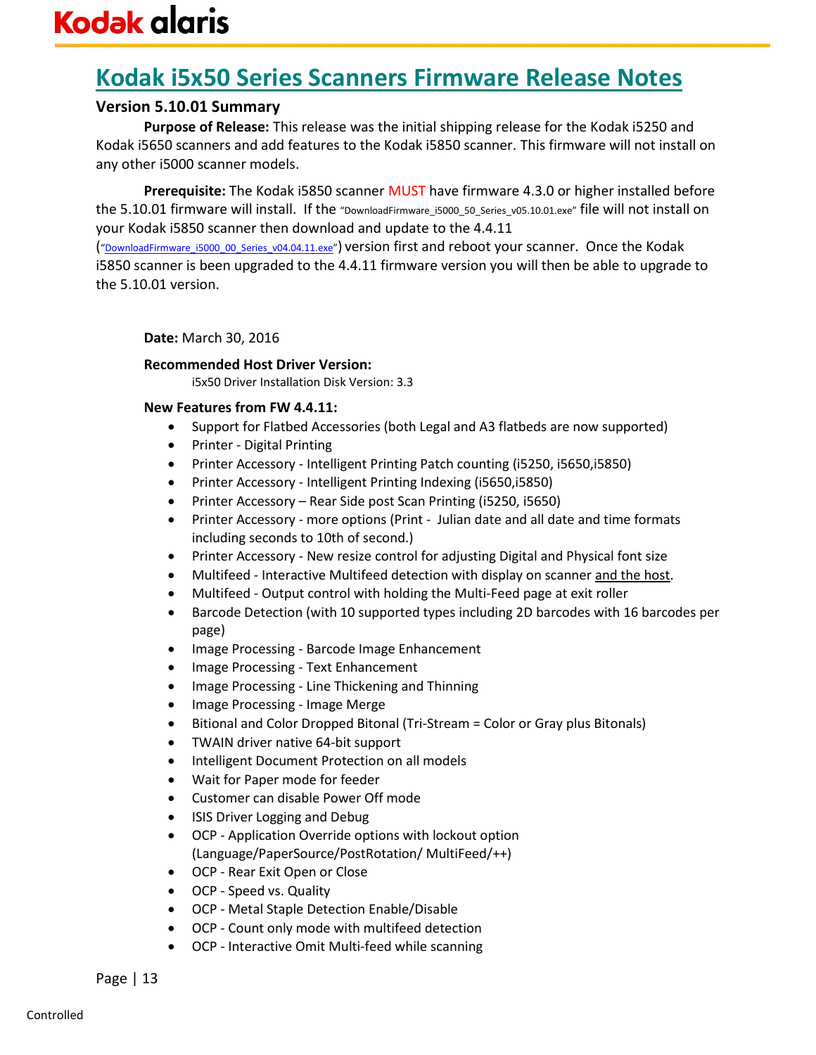# Kodak i5x50 Series Scanners Firmware Release Notes

### Version 5.10.01 Summary

**Purpose of Release:** This release was the initial shipping release for the Kodak i5250 and Kodak i5650 scanners and add features to the Kodak i5850 scanner. This firmware will not install on any other i5000 scanner models.

**Prerequisite:** The Kodak i5850 scanner MUST have firmware 4.3.0 or higher installed before the 5.10.01 firmware will install. If the "DownloadFirmware_i5000_50_Series_v05.10.01.exe" file will not install on your Kodak i5850 scanner then download and update to the 4.4.11 ("DownloadFirmware_i5000_00_Series_v04.04.11.exe") version first and reboot your scanner. Once the Kodak i5850 scanner is been upgraded to the 4.4.11 firmware version you will then be able to upgrade to the 5.10.01 version.

**Date:** March 30, 2016

**Recommended Host Driver Version:**

i5x50 Driver Installation Disk Version: 3.3

**New Features from FW 4.4.11:**

- Support for Flatbed Accessories (both Legal and A3 flatbeds are now supported)
- Printer - Digital Printing
- Printer Accessory - Intelligent Printing Patch counting (i5250, i5650,i5850)
- Printer Accessory - Intelligent Printing Indexing (i5650,i5850)
- Printer Accessory – Rear Side post Scan Printing (i5250, i5650)
- Printer Accessory - more options (Print - Julian date and all date and time formats including seconds to 10th of second.)
- Printer Accessory - New resize control for adjusting Digital and Physical font size
- Multifeed - Interactive Multifeed detection with display on scanner <u>and the host</u>.
- Multifeed - Output control with holding the Multi-Feed page at exit roller
- Barcode Detection (with 10 supported types including 2D barcodes with 16 barcodes per page)
- Image Processing - Barcode Image Enhancement
- Image Processing - Text Enhancement
- Image Processing - Line Thickening and Thinning
- Image Processing - Image Merge
- Bitonal and Color Dropped Bitonal (Tri-Stream = Color or Gray plus Bitonals)
- TWAIN driver native 64-bit support
- Intelligent Document Protection on all models
- Wait for Paper mode for feeder
- Customer can disable Power Off mode
- ISIS Driver Logging and Debug
- OCP - Application Override options with lockout option (Language/PaperSource/PostRotation/ MultiFeed/++)
- OCP - Rear Exit Open or Close
- OCP - Speed vs. Quality
- OCP - Metal Staple Detection Enable/Disable
- OCP - Count only mode with multifeed detection
- OCP - Interactive Omit Multi-feed while scanning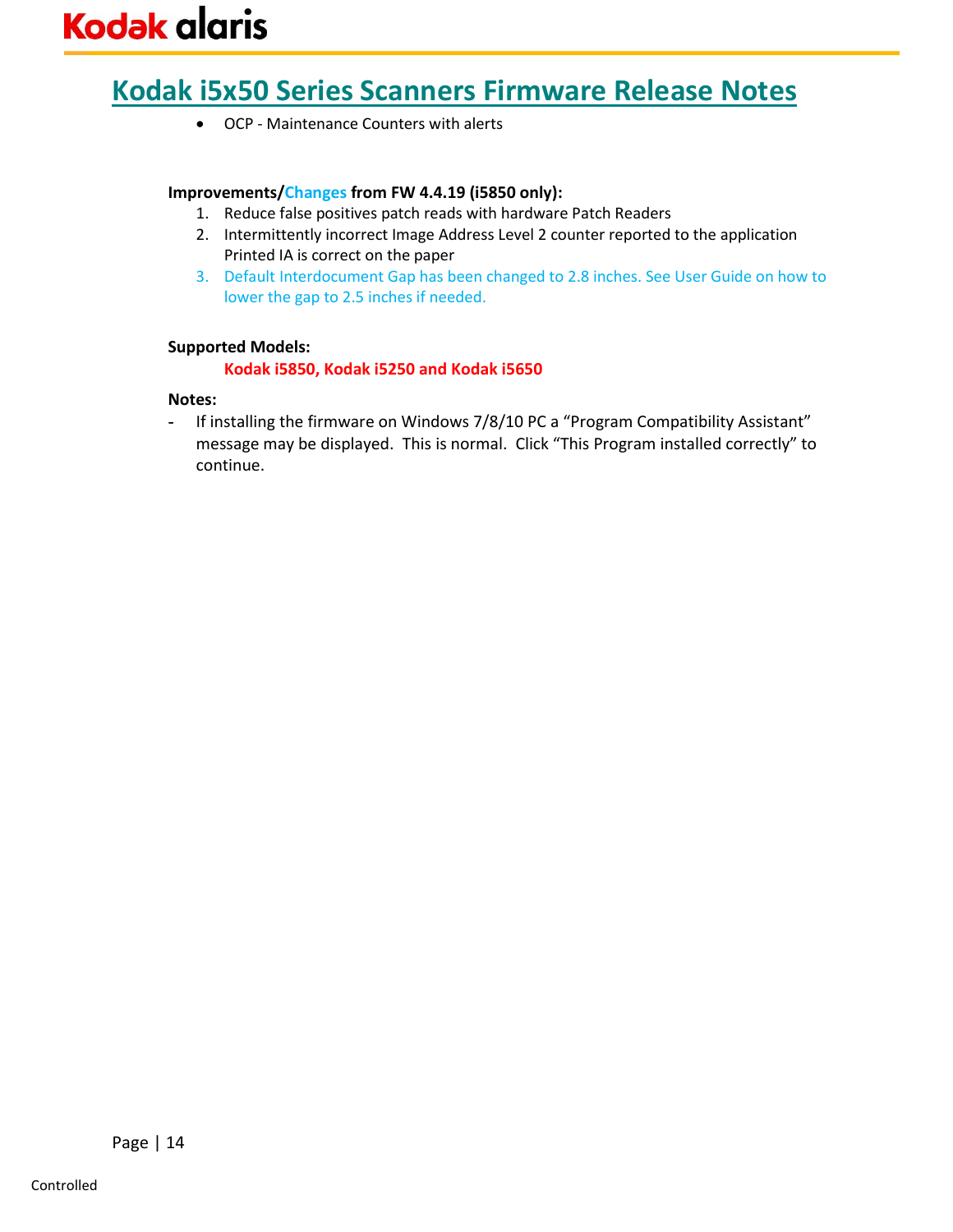- OCP - Maintenance Counters with alerts

**Improvements/Changes from FW 4.4.19 (i5850 only):**

1. Reduce false positives patch reads with hardware Patch Readers
2. Intermittently incorrect Image Address Level 2 counter reported to the application Printed IA is correct on the paper
3. Default Interdocument Gap has been changed to 2.8 inches. See User Guide on how to lower the gap to 2.5 inches if needed.

**Supported Models:**

**Kodak i5850, Kodak i5250 and Kodak i5650**

**Notes:**

- If installing the firmware on Windows 7/8/10 PC a "Program Compatibility Assistant" message may be displayed. This is normal. Click "This Program installed correctly" to continue.